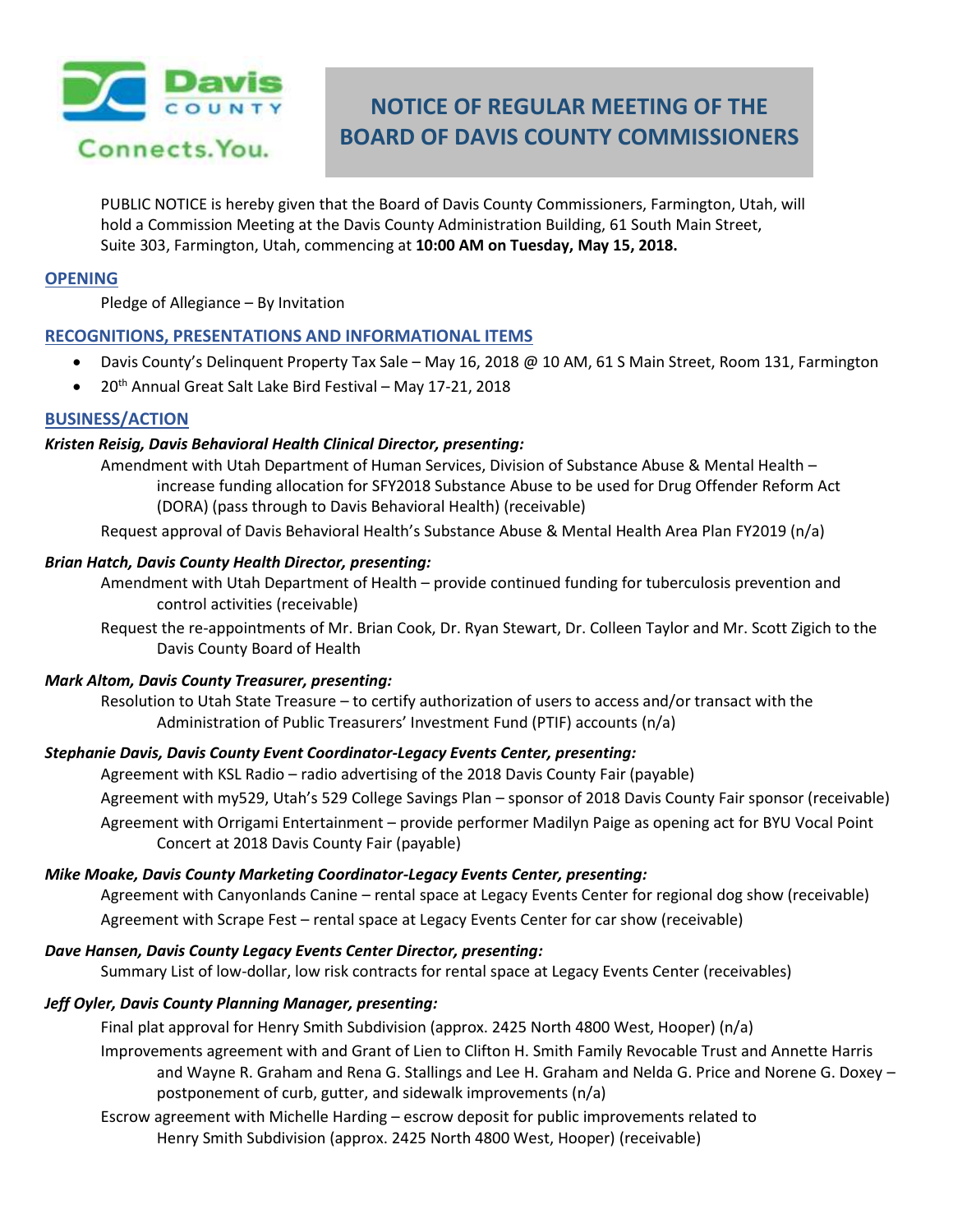# NOTICE OF REGULAR MEETING OF THE BOARD OF DAVIS COUNTY COMMISSIONERS

PUBLIC NOTICE is hereby given that the Board of Davis County Commissioners, Farmington, Utah, will hold a Commission Meeting at the Davis County Administration Building, 61 South Main Street, Suite 303, Farmington, Utah, commencing at **10:00 AM on Tuesday, May 15, 2018.**

## OPENING

Pledge of Allegiance – By Invitation

## RECOGNITIONS, PRESENTATIONS AND INFORMATIONAL ITEMS

- Davis County's Delinquent Property Tax Sale – May 16, 2018 @ 10 AM, 61 S Main Street, Room 131, Farmington
- 20th Annual Great Salt Lake Bird Festival – May 17-21, 2018

## BUSINESS/ACTION

***Kristen Reisig, Davis Behavioral Health Clinical Director, presenting:***

Amendment with Utah Department of Human Services, Division of Substance Abuse & Mental Health – increase funding allocation for SFY2018 Substance Abuse to be used for Drug Offender Reform Act (DORA) (pass through to Davis Behavioral Health) (receivable)

Request approval of Davis Behavioral Health's Substance Abuse & Mental Health Area Plan FY2019 (n/a)

***Brian Hatch, Davis County Health Director, presenting:***

Amendment with Utah Department of Health – provide continued funding for tuberculosis prevention and control activities (receivable)

Request the re-appointments of Mr. Brian Cook, Dr. Ryan Stewart, Dr. Colleen Taylor and Mr. Scott Zigich to the Davis County Board of Health

***Mark Altom, Davis County Treasurer, presenting:***

Resolution to Utah State Treasure – to certify authorization of users to access and/or transact with the Administration of Public Treasurers' Investment Fund (PTIF) accounts (n/a)

***Stephanie Davis, Davis County Event Coordinator-Legacy Events Center, presenting:***

Agreement with KSL Radio – radio advertising of the 2018 Davis County Fair (payable)

Agreement with my529, Utah's 529 College Savings Plan – sponsor of 2018 Davis County Fair sponsor (receivable)

Agreement with Orrigami Entertainment – provide performer Madilyn Paige as opening act for BYU Vocal Point Concert at 2018 Davis County Fair (payable)

***Mike Moake, Davis County Marketing Coordinator-Legacy Events Center, presenting:***

Agreement with Canyonlands Canine – rental space at Legacy Events Center for regional dog show (receivable)

Agreement with Scrape Fest – rental space at Legacy Events Center for car show (receivable)

***Dave Hansen, Davis County Legacy Events Center Director, presenting:***

Summary List of low-dollar, low risk contracts for rental space at Legacy Events Center (receivables)

***Jeff Oyler, Davis County Planning Manager, presenting:***

Final plat approval for Henry Smith Subdivision (approx. 2425 North 4800 West, Hooper) (n/a)

Improvements agreement with and Grant of Lien to Clifton H. Smith Family Revocable Trust and Annette Harris and Wayne R. Graham and Rena G. Stallings and Lee H. Graham and Nelda G. Price and Norene G. Doxey – postponement of curb, gutter, and sidewalk improvements (n/a)

Escrow agreement with Michelle Harding – escrow deposit for public improvements related to Henry Smith Subdivision (approx. 2425 North 4800 West, Hooper) (receivable)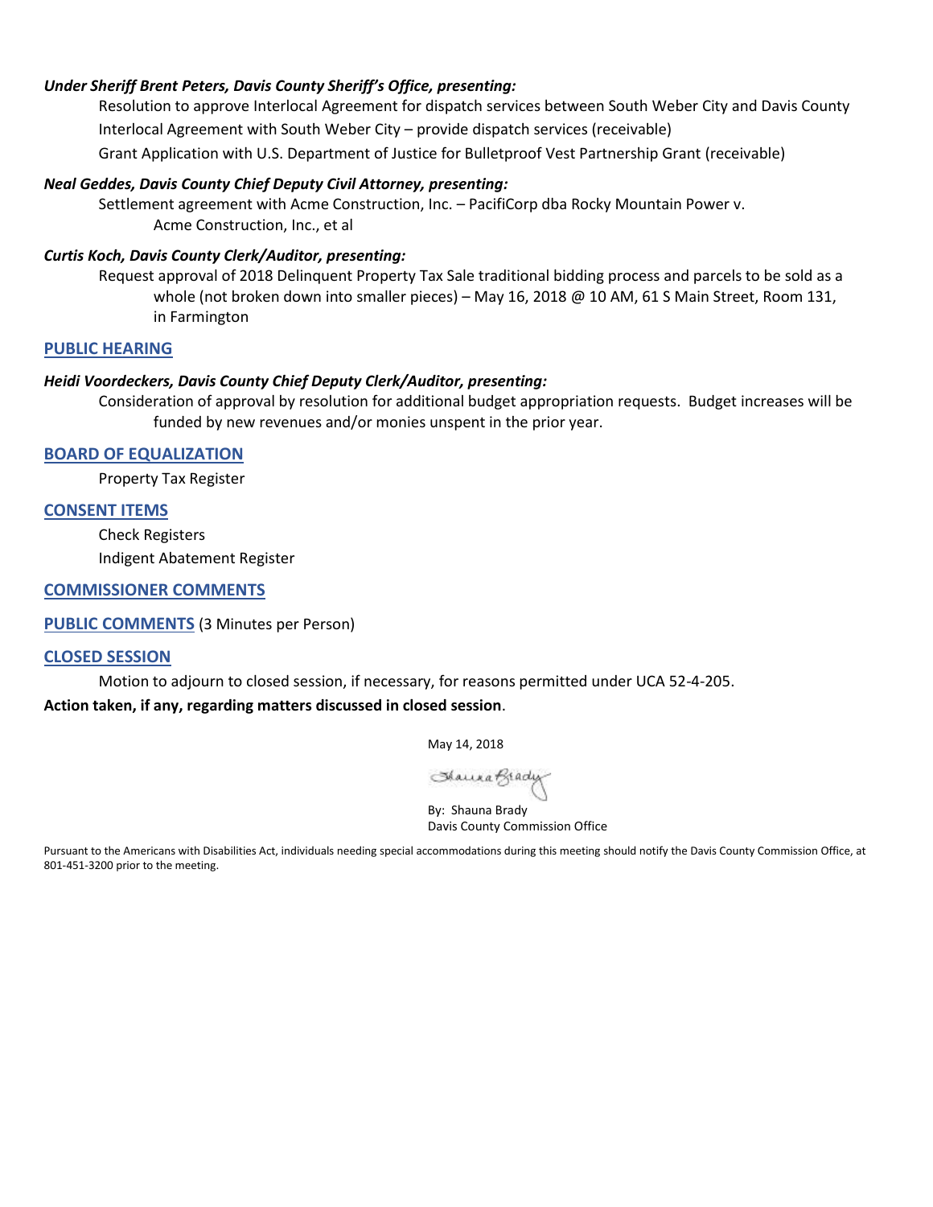***Under Sheriff Brent Peters, Davis County Sheriff's Office, presenting:***

Resolution to approve Interlocal Agreement for dispatch services between South Weber City and Davis County

Interlocal Agreement with South Weber City – provide dispatch services (receivable)

Grant Application with U.S. Department of Justice for Bulletproof Vest Partnership Grant (receivable)

***Neal Geddes, Davis County Chief Deputy Civil Attorney, presenting:***

Settlement agreement with Acme Construction, Inc. – PacifiCorp dba Rocky Mountain Power v. Acme Construction, Inc., et al

***Curtis Koch, Davis County Clerk/Auditor, presenting:***

Request approval of 2018 Delinquent Property Tax Sale traditional bidding process and parcels to be sold as a whole (not broken down into smaller pieces) – May 16, 2018 @ 10 AM, 61 S Main Street, Room 131, in Farmington

## PUBLIC HEARING

***Heidi Voordeckers, Davis County Chief Deputy Clerk/Auditor, presenting:***

Consideration of approval by resolution for additional budget appropriation requests. Budget increases will be funded by new revenues and/or monies unspent in the prior year.

## BOARD OF EQUALIZATION

Property Tax Register

## CONSENT ITEMS

Check Registers

Indigent Abatement Register

## COMMISSIONER COMMENTS

## PUBLIC COMMENTS (3 Minutes per Person)

## CLOSED SESSION

Motion to adjourn to closed session, if necessary, for reasons permitted under UCA 52-4-205.

**Action taken, if any, regarding matters discussed in closed session**.

May 14, 2018

Shauna Brady

By: Shauna Brady
Davis County Commission Office

Pursuant to the Americans with Disabilities Act, individuals needing special accommodations during this meeting should notify the Davis County Commission Office, at 801-451-3200 prior to the meeting.